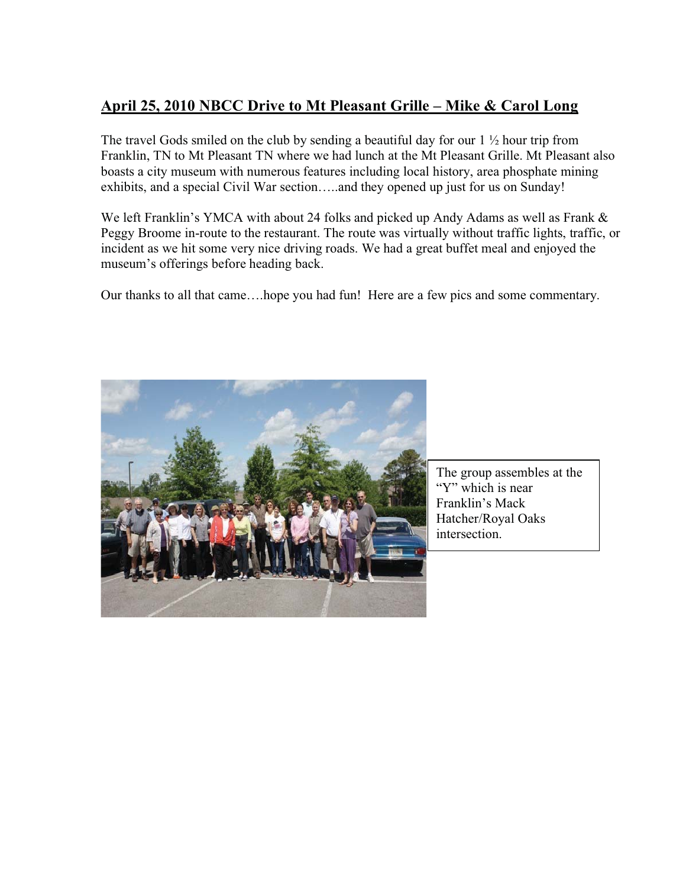## April 25, 2010 NBCC Drive to Mt Pleasant Grille – Mike & Carol Long

The travel Gods smiled on the club by sending a beautiful day for our 1 ½ hour trip from Franklin, TN to Mt Pleasant TN where we had lunch at the Mt Pleasant Grille. Mt Pleasant also boasts a city museum with numerous features including local history, area phosphate mining exhibits, and a special Civil War section…..and they opened up just for us on Sunday!

We left Franklin's YMCA with about 24 folks and picked up Andy Adams as well as Frank & Peggy Broome in-route to the restaurant. The route was virtually without traffic lights, traffic, or incident as we hit some very nice driving roads. We had a great buffet meal and enjoyed the museum's offerings before heading back.

Our thanks to all that came….hope you had fun! Here are a few pics and some commentary.

The group assembles at the "Y" which is near Franklin's Mack Hatcher/Royal Oaks intersection.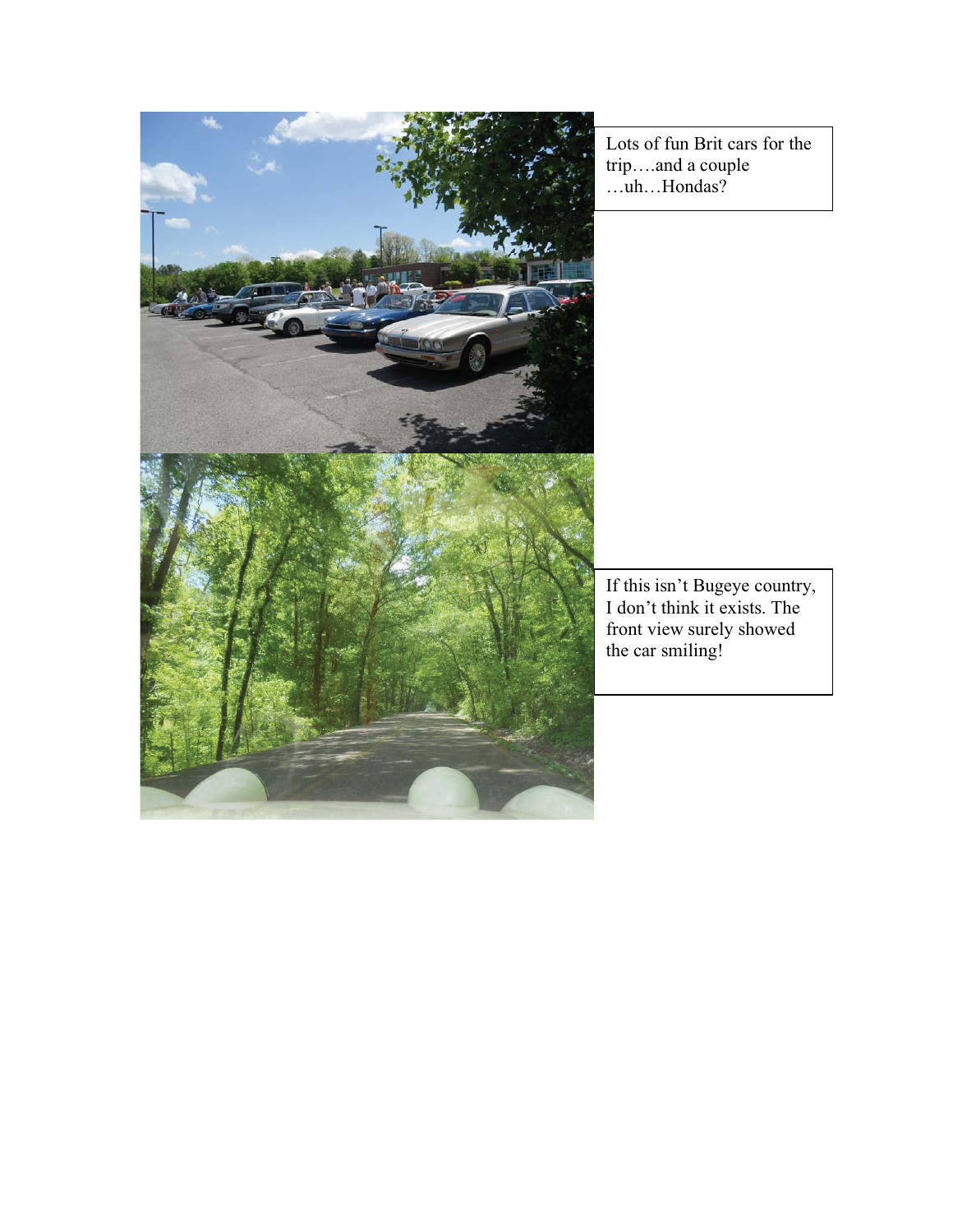Lots of fun Brit cars for the trip….and a couple …uh…Hondas?

If this isn't Bugeye country, I don't think it exists. The front view surely showed the car smiling!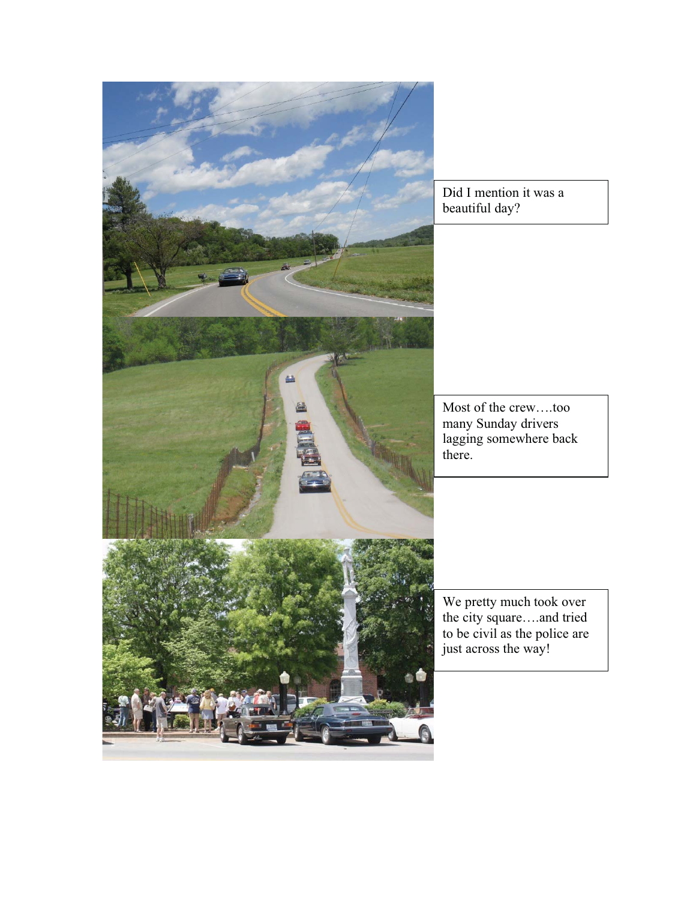Did I mention it was a beautiful day?

Most of the crew….too many Sunday drivers lagging somewhere back there.

We pretty much took over the city square….and tried to be civil as the police are just across the way!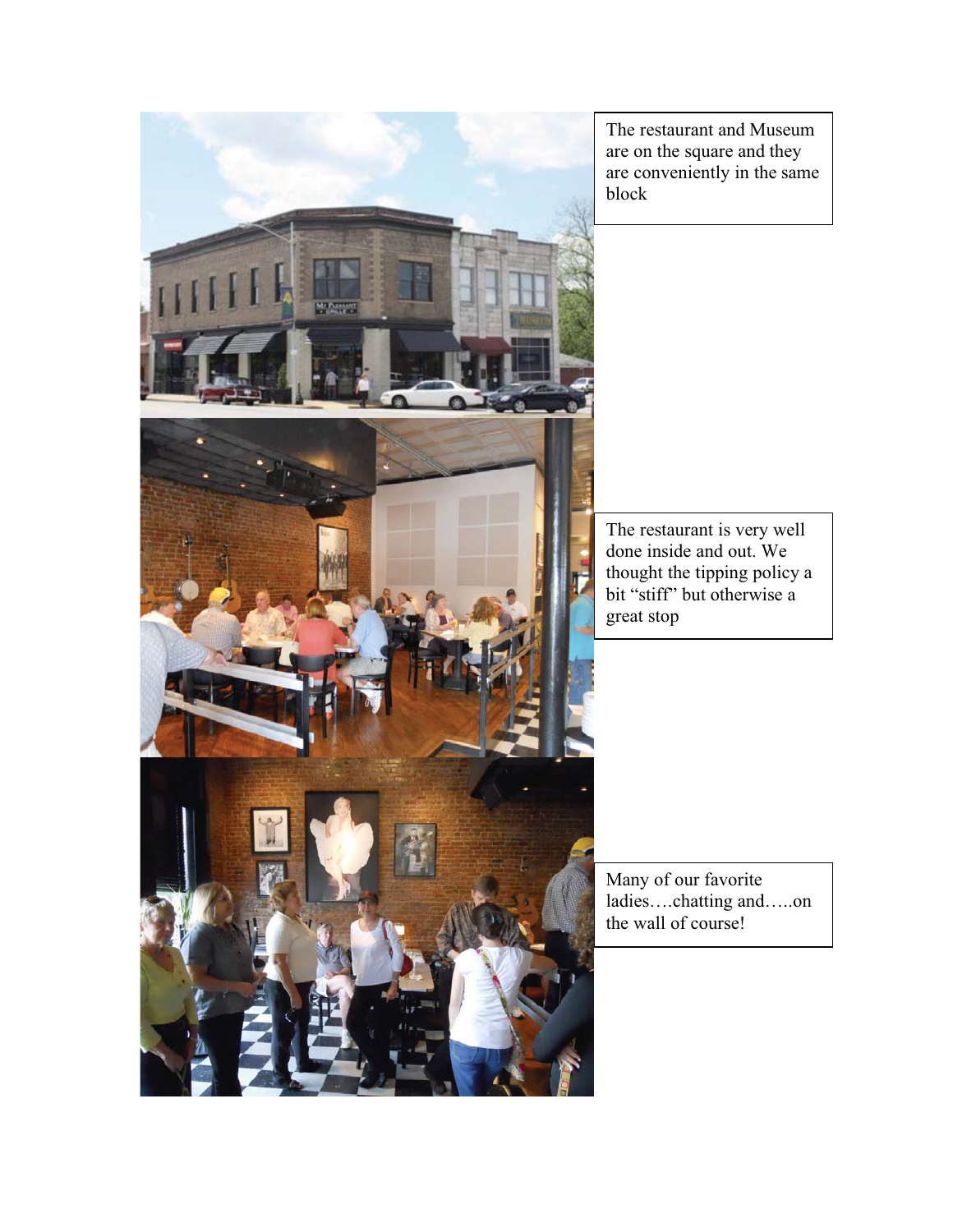The restaurant and Museum are on the square and they are conveniently in the same block

The restaurant is very well done inside and out. We thought the tipping policy a bit "stiff" but otherwise a great stop

Many of our favorite ladies….chatting and…..on the wall of course!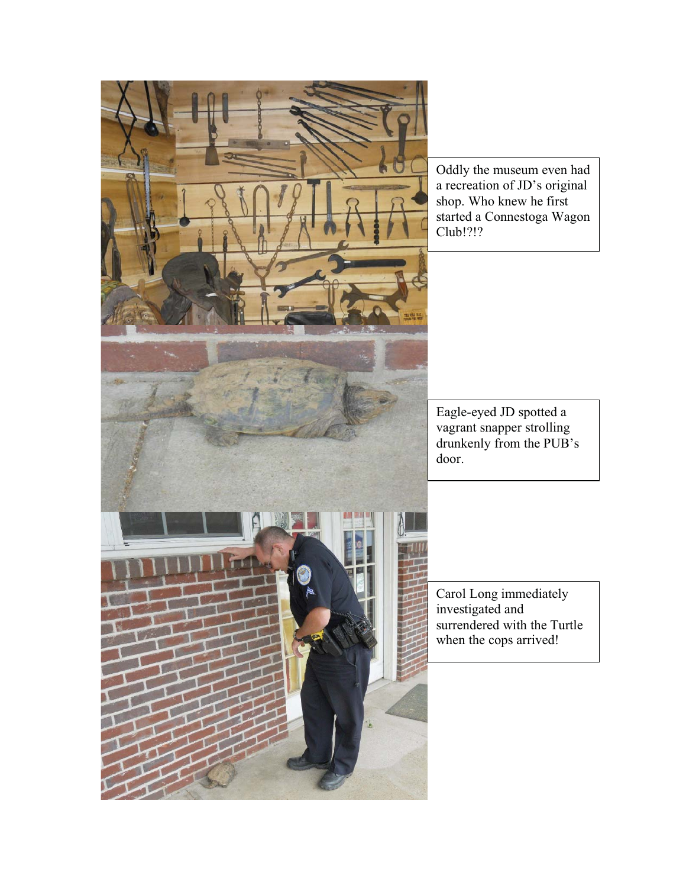Oddly the museum even had a recreation of JD's original shop. Who knew he first started a Connestoga Wagon Club!?!?

Eagle-eyed JD spotted a vagrant snapper strolling drunkenly from the PUB's door.

Carol Long immediately investigated and surrendered with the Turtle when the cops arrived!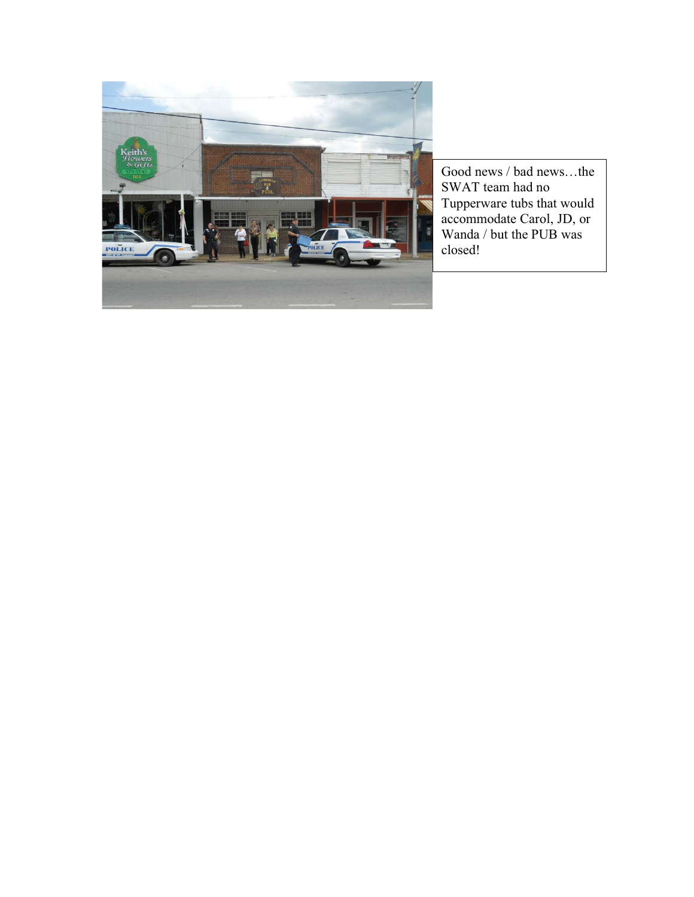Good news / bad news…the SWAT team had no Tupperware tubs that would accommodate Carol, JD, or Wanda / but the PUB was closed!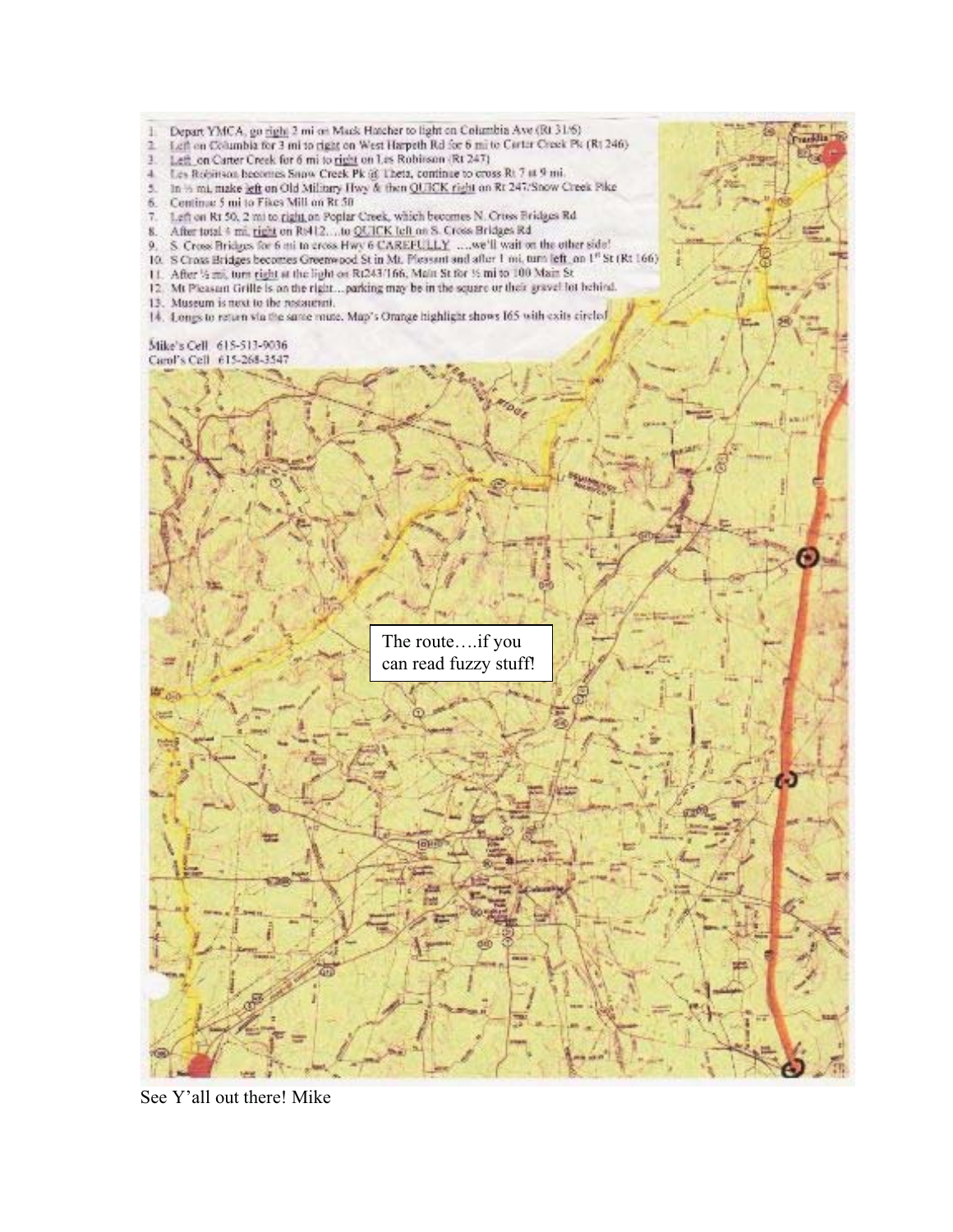1. Depart YMCA, go right 2 mi on Mack Hatcher to light on Columbia Ave (Rt 31/6)
2. Left on Columbia for 3 mi to right on West Harpeth Rd for 6 mi to Carter Creek Pk (Rt 246)
3. Left on Carter Creek for 6 mi to right on Les Robinson (Rt 247)
4. Les Robinson becomes Snow Creek Pk @ Theta, continue to cross Rt 7 at 9 mi.
5. In ½ mi, make left on Old Military Hwy & then QUICK right on Rt 247/Snow Creek Pike
6. Continue 5 mi to Fikes Mill on Rt 50
7. Left on Rt 50, 2 mi to right on Poplar Creek, which becomes N. Cross Bridges Rd
8. After total 4 mi, right on Rt412….to QUICK left on S. Cross Bridges Rd
9. S. Cross Bridges for 6 mi to cross Hwy 6 CAREFULLY ….we'll wait on the other side!
10. S Cross Bridges becomes Greenwood St in Mt. Pleasant and after 1 mi, turn left on 1st St (Rt 166)
11. After ½ mi, turn right at the light on Rt243/166, Main St for ½ mi to 100 Main St
12. Mt Pleasant Grille is on the right…parking may be in the square or their gravel lot behind.
13. Museum is next to the restaurant.
14. Longs to return via the same route. Map's Orange highlight shows I65 with exits circled

Mike's Cell 615-513-9036
Carol's Cell 615-268-3547

The route….if you can read fuzzy stuff!

See Y'all out there! Mike